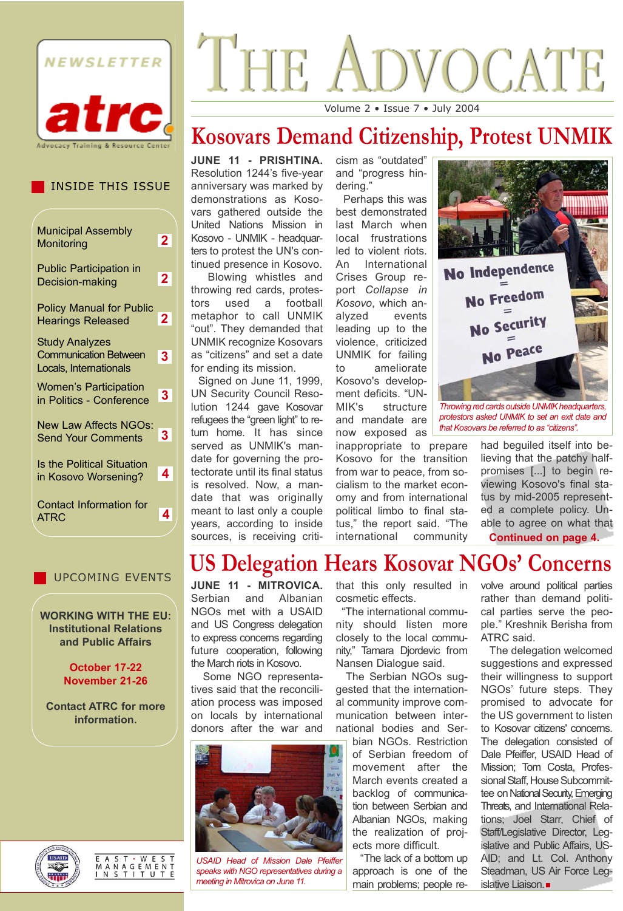NEWSLETTER

atrc

Advocacy Training & Resource Center

# THE ADVOCATE

Volume 2 • Issue 7 • July 2004

## INSIDE THIS ISSUE

- Municipal Assembly Monitoring — 2
- Public Participation in Decision-making — 2
- Policy Manual for Public Hearings Released — 2
- Study Analyzes Communication Between Locals, Internationals — 3
- Women's Participation in Politics - Conference — 3
- New Law Affects NGOs: Send Your Comments — 3
- Is the Political Situation in Kosovo Worsening? — 4
- Contact Information for ATRC — 4

## UPCOMING EVENTS

**WORKING WITH THE EU: Institutional Relations and Public Affairs**

**October 17-22**
**November 21-26**

**Contact ATRC for more information.**

## Kosovars Demand Citizenship, Protest UNMIK

**JUNE 11 - PRISHTINA.** Resolution 1244's five-year anniversary was marked by demonstrations as Kosovars gathered outside the United Nations Mission in Kosovo - UNMIK - headquarters to protest the UN's continued presence in Kosovo.

Blowing whistles and throwing red cards, protestors used a football metaphor to call UNMIK "out". They demanded that UNMIK recognize Kosovars as "citizens" and set a date for ending its mission.

Signed on June 11, 1999, UN Security Council Resolution 1244 gave Kosovar refugees the "green light" to return home. It has since served as UNMIK's mandate for governing the protectorate until its final status is resolved. Now, a mandate that was originally meant to last only a couple years, according to inside sources, is receiving criticism as "outdated" and "progress hindering."

Perhaps this was best demonstrated last March when local frustrations led to violent riots. An International Crises Group report *Collapse in Kosovo*, which analyzed events leading up to the violence, criticized UNMIK for failing to ameliorate Kosovo's development deficits. "UNMIK's structure and mandate are now exposed as inappropriate to prepare Kosovo for the transition from war to peace, from socialism to the market economy and from international political limbo to final status," the report said. "The international community had beguiled itself into believing that the patchy half-promises [...] to begin reviewing Kosovo's final status by mid-2005 represented a complete policy. Unable to agree on what that

*Throwing red cards outside UNMIK headquarters, protestors asked UNMIK to set an exit date and that Kosovars be referred to as "citizens".*

**Continued on page 4.**

## US Delegation Hears Kosovar NGOs' Concerns

**JUNE 11 - MITROVICA.** Serbian and Albanian NGOs met with a USAID and US Congress delegation to express concerns regarding future cooperation, following the March riots in Kosovo.

Some NGO representatives said that the reconciliation process was imposed on locals by international donors after the war and that this only resulted in cosmetic effects.

"The international community should listen more closely to the local community," Tamara Djordevic from Nansen Dialogue said.

The Serbian NGOs suggested that the international community improve communication between international bodies and Serbian NGOs. Restriction of Serbian freedom of movement after the March events created a backlog of communication between Serbian and Albanian NGOs, making the realization of projects more difficult.

"The lack of a bottom up approach is one of the main problems; people revolve around political parties rather than demand political parties serve the people." Kreshnik Berisha from ATRC said.

The delegation welcomed suggestions and expressed their willingness to support NGOs' future steps. They promised to advocate for the US government to listen to Kosovar citizens' concerns. The delegation consisted of Dale Pfeiffer, USAID Head of Mission; Tom Costa, Professional Staff, House Subcommittee on National Security, Emerging Threats, and International Relations; Joel Starr, Chief of Staff/Legislative Director, Legislative and Public Affairs, USAID; and Lt. Col. Anthony Steadman, US Air Force Legislative Liaison.

*USAID Head of Mission Dale Pfeiffer speaks with NGO representatives during a meeting in Mitrovica on June 11.*

EAST-WEST MANAGEMENT INSTITUTE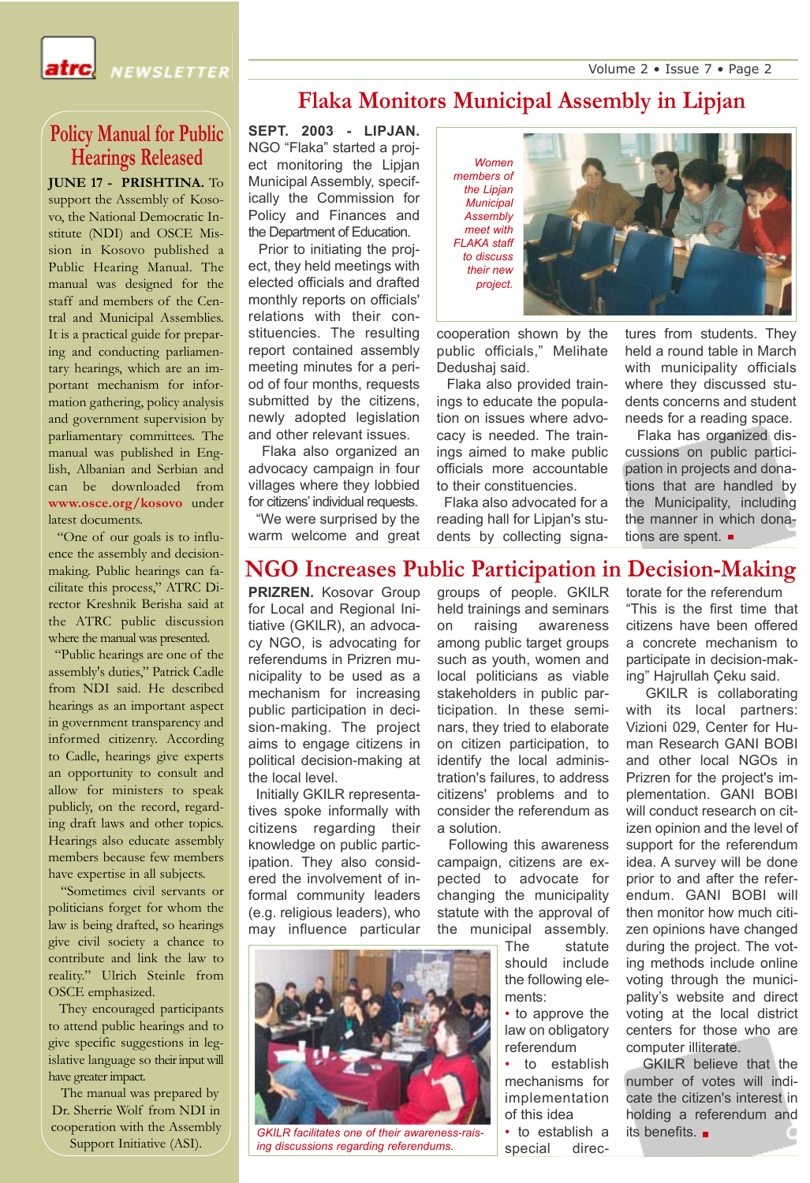## Policy Manual for Public Hearings Released

**JUNE 17 - PRISHTINA.** To support the Assembly of Kosovo, the National Democratic Institute (NDI) and OSCE Mission in Kosovo published a Public Hearing Manual. The manual was designed for the staff and members of the Central and Municipal Assemblies. It is a practical guide for preparing and conducting parliamentary hearings, which are an important mechanism for information gathering, policy analysis and government supervision by parliamentary committees. The manual was published in English, Albanian and Serbian and can be downloaded from www.osce.org/kosovo under latest documents.

"One of our goals is to influence the assembly and decision-making. Public hearings can facilitate this process," ATRC Director Kreshnik Berisha said at the ATRC public discussion where the manual was presented.

"Public hearings are one of the assembly's duties," Patrick Cadle from NDI said. He described hearings as an important aspect in government transparency and informed citizenry. According to Cadle, hearings give experts an opportunity to consult and allow for ministers to speak publicly, on the record, regarding draft laws and other topics. Hearings also educate assembly members because few members have expertise in all subjects.

"Sometimes civil servants or politicians forget for whom the law is being drafted, so hearings give civil society a chance to contribute and link the law to reality." Ulrich Steinle from OSCE emphasized.

They encouraged participants to attend public hearings and to give specific suggestions in legislative language so their input will have greater impact.

The manual was prepared by Dr. Sherrie Wolf from NDI in cooperation with the Assembly Support Initiative (ASI).

## Flaka Monitors Municipal Assembly in Lipjan

**SEPT. 2003 - LIPJAN.** NGO "Flaka" started a project monitoring the Lipjan Municipal Assembly, specifically the Commission for Policy and Finances and the Department of Education.

Prior to initiating the project, they held meetings with elected officials and drafted monthly reports on officials' relations with their constituencies. The resulting report contained assembly meeting minutes for a period of four months, requests submitted by the citizens, newly adopted legislation and other relevant issues.

*Women members of the Lipjan Municipal Assembly meet with FLAKA staff to discuss their new project.*

Flaka also organized an advocacy campaign in four villages where they lobbied for citizens' individual requests.

"We were surprised by the warm welcome and great cooperation shown by the public officials," Melihate Dedushaj said.

Flaka also provided trainings to educate the population on issues where advocacy is needed. The trainings aimed to make public officials more accountable to their constituencies.

Flaka also advocated for a reading hall for Lipjan's students by collecting signatures from students. They held a round table in March with municipality officials where they discussed students concerns and student needs for a reading space.

Flaka has organized discussions on public participation in projects and donations that are handled by the Municipality, including the manner in which donations are spent.

## NGO Increases Public Participation in Decision-Making

**PRIZREN.** Kosovar Group for Local and Regional Initiative (GKILR), an advocacy NGO, is advocating for referendums in Prizren municipality to be used as a mechanism for increasing public participation in decision-making. The project aims to engage citizens in political decision-making at the local level.

Initially GKILR representatives spoke informally with citizens regarding their knowledge on public participation. They also considered the involvement of informal community leaders (e.g. religious leaders), who may influence particular groups of people. GKILR held trainings and seminars on raising awareness among public target groups such as youth, women and local politicians as viable stakeholders in public participation. In these seminars, they tried to elaborate on citizen participation, to identify the local administration's failures, to address citizens' problems and to consider the referendum as a solution.

Following this awareness campaign, citizens are expected to advocate for changing the municipality statute with the approval of the municipal assembly. The statute should include the following elements:

- to approve the law on obligatory referendum
- to establish mechanisms for implementation of this idea
- to establish a special directorate for the referendum

*GKILR facilitates one of their awareness-raising discussions regarding referendums.*

"This is the first time that citizens have been offered a concrete mechanism to participate in decision-making" Hajrullah Çeku said.

GKILR is collaborating with its local partners: Vizioni 029, Center for Human Research GANI BOBI and other local NGOs in Prizren for the project's implementation. GANI BOBI will conduct research on citizen opinion and the level of support for the referendum idea. A survey will be done prior to and after the referendum. GANI BOBI will then monitor how much citizen opinions have changed during the project. The voting methods include online voting through the municipality's website and direct voting at the local district centers for those who are computer illiterate.

GKILR believe that the number of votes will indicate the citizen's interest in holding a referendum and its benefits.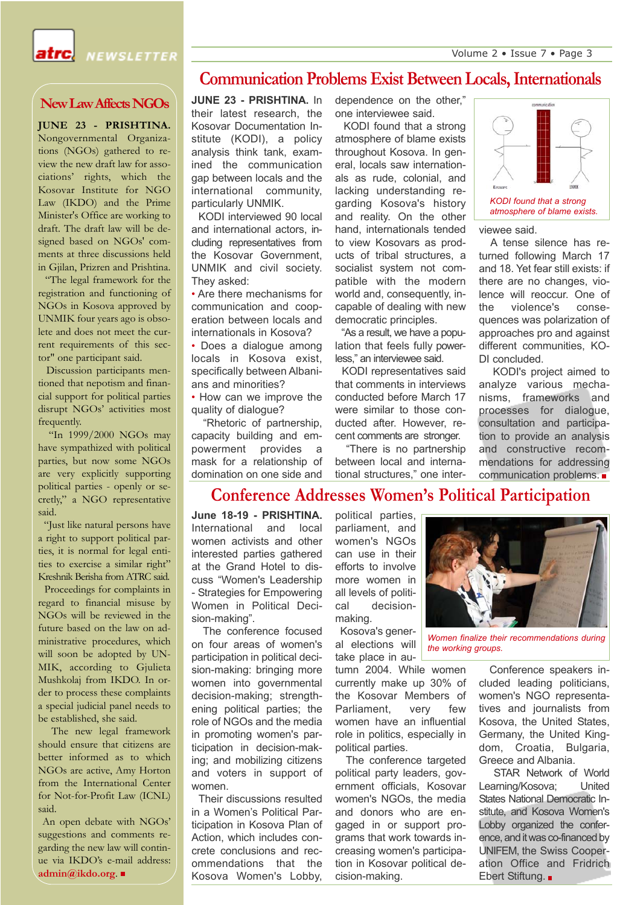## New Law Affects NGOs

**JUNE 23 - PRISHTINA.** Nongovernmental Organizations (NGOs) gathered to review the new draft law for associations' rights, which the Kosovar Institute for NGO Law (IKDO) and the Prime Minister's Office are working to draft. The draft law will be designed based on NGOs' comments at three discussions held in Gjilan, Prizren and Prishtina.

"The legal framework for the registration and functioning of NGOs in Kosova approved by UNMIK four years ago is obsolete and does not meet the current requirements of this sector" one participant said.

Discussion participants mentioned that nepotism and financial support for political parties disrupt NGOs' activities most frequently.

"In 1999/2000 NGOs may have sympathized with political parties, but now some NGOs are very explicitly supporting political parties - openly or secretly," a NGO representative said.

"Just like natural persons have a right to support political parties, it is normal for legal entities to exercise a similar right" Kreshnik Berisha from ATRC said.

Proceedings for complaints in regard to financial misuse by NGOs will be reviewed in the future based on the law on administrative procedures, which will soon be adopted by UNMIK, according to Gjulieta Mushkolaj from IKDO. In order to process these complaints a special judicial panel needs to be established, she said.

The new legal framework should ensure that citizens are better informed as to which NGOs are active, Amy Horton from the International Center for Not-for-Profit Law (ICNL) said.

An open debate with NGOs' suggestions and comments regarding the new law will continue via IKDO's e-mail address: **admin@ikdo.org.** ■

## Communication Problems Exist Between Locals, Internationals

**JUNE 23 - PRISHTINA.** In their latest research, the Kosovar Documentation Institute (KODI), a policy analysis think tank, examined the communication gap between locals and the international community, particularly UNMIK.

KODI interviewed 90 local and international actors, including representatives from the Kosovar Government, UNMIK and civil society. They asked:

- Are there mechanisms for communication and cooperation between locals and internationals in Kosova?
- Does a dialogue among locals in Kosova exist, specifically between Albanians and minorities?
- How can we improve the quality of dialogue?

"Rhetoric of partnership, capacity building and empowerment provides a mask for a relationship of domination on one side and dependence on the other," one interviewee said.

KODI found that a strong atmosphere of blame exists throughout Kosova. In general, locals saw internationals as rude, colonial, and lacking understanding regarding Kosova's history and reality. On the other hand, internationals tended to view Kosovars as products of tribal structures, a socialist system not compatible with the modern world and, consequently, incapable of dealing with new democratic principles.

"As a result, we have a population that feels fully powerless," an interviewee said.

KODI representatives said that comments in interviews conducted before March 17 were similar to those conducted after. However, recent comments are stronger.

"There is no partnership between local and international structures," one interviewee said.

*KODI found that a strong atmosphere of blame exists.*

A tense silence has returned following March 17 and 18. Yet fear still exists: if there are no changes, violence will reoccur. One of the violence's consequences was polarization of approaches pro and against different communities, KODI concluded.

KODI's project aimed to analyze various mechanisms, frameworks and processes for dialogue, consultation and participation to provide an analysis and constructive recommendations for addressing communication problems. ■

## Conference Addresses Women's Political Participation

**June 18-19 - PRISHTINA.** International and local women activists and other interested parties gathered at the Grand Hotel to discuss "Women's Leadership - Strategies for Empowering Women in Political Decision-making".

The conference focused on four areas of women's participation in political decision-making: bringing more women into governmental decision-making; strengthening political parties; the role of NGOs and the media in promoting women's participation in decision-making; and mobilizing citizens and voters in support of women.

Their discussions resulted in a Women's Political Participation in Kosova Plan of Action, which includes concrete conclusions and recommendations that the Kosova Women's Lobby, political parties, parliament, and women's NGOs can use in their efforts to involve more women in all levels of political decision-making.

*Women finalize their recommendations during the working groups.*

Kosova's general elections will take place in autumn 2004. While women currently make up 30% of the Kosovar Members of Parliament, very few women have an influential role in politics, especially in political parties.

The conference targeted political party leaders, government officials, Kosovar women's NGOs, the media and donors who are engaged in or support programs that work towards increasing women's participation in Kosovar political decision-making.

Conference speakers included leading politicians, women's NGO representatives and journalists from Kosova, the United States, Germany, the United Kingdom, Croatia, Bulgaria, Greece and Albania.

STAR Network of World Learning/Kosova; United States National Democratic Institute, and Kosova Women's Lobby organized the conference, and it was co-financed by UNIFEM, the Swiss Cooperation Office and Fridrich Ebert Stiftung. ■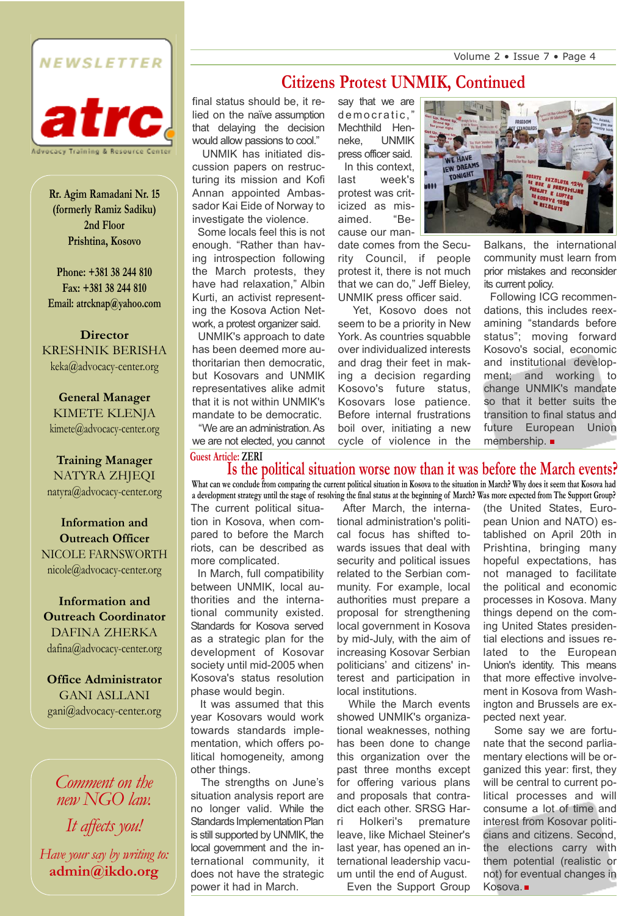## Citizens Protest UNMIK, Continued

final status should be, it relied on the naïve assumption that delaying the decision would allow passions to cool."

UNMIK has initiated discussion papers on restructuring its mission and Kofi Annan appointed Ambassador Kai Eide of Norway to investigate the violence.

Some locals feel this is not enough. "Rather than having introspection following the March protests, they have had relaxation," Albin Kurti, an activist representing the Kosova Action Network, a protest organizer said.

UNMIK's approach to date has been deemed more authoritarian then democratic, but Kosovars and UNMIK representatives alike admit that it is not within UNMIK's mandate to be democratic.

"We are an administration. As we are not elected, you cannot say that we are democratic," Mechthild Henneke, UNMIK press officer said.

In this context, last week's protest was criticized as misaimed. "Because our mandate comes from the Security Council, if people protest it, there is not much that we can do," Jeff Bieley, UNMIK press officer said.

Yet, Kosovo does not seem to be a priority in New York. As countries squabble over individualized interests and drag their feet in making a decision regarding Kosovo's future status, Kosovars lose patience. Before internal frustrations boil over, initiating a new cycle of violence in the Balkans, the international community must learn from prior mistakes and reconsider its current policy.

Following ICG recommendations, this includes reexamining "standards before status"; moving forward Kosovo's social, economic and institutional development; and working to change UNMIK's mandate so that it better suits the transition to final status and future European Union membership. ■

Guest Article: **ZERI**

## Is the political situation worse now than it was before the March events?

What can we conclude from comparing the current political situation in Kosova to the situation in March? Why does it seem that Kosova had a development strategy until the stage of resolving the final status at the beginning of March? Was more expected from The Support Group?

The current political situation in Kosova, when compared to before the March riots, can be described as more complicated.

In March, full compatibility between UNMIK, local authorities and the international community existed. Standards for Kosova served as a strategic plan for the development of Kosovar society until mid-2005 when Kosova's status resolution phase would begin.

It was assumed that this year Kosovars would work towards standards implementation, which offers political homogeneity, among other things.

The strengths on June's situation analysis report are no longer valid. While the Standards Implementation Plan is still supported by UNMIK, the local government and the international community, it does not have the strategic power it had in March.

After March, the international administration's political focus has shifted towards issues that deal with security and political issues related to the Serbian community. For example, local authorities must prepare a proposal for strengthening local government in Kosova by mid-July, with the aim of increasing Kosovar Serbian politicians' and citizens' interest and participation in local institutions.

While the March events showed UNMIK's organizational weaknesses, nothing has been done to change this organization over the past three months except for offering various plans and proposals that contradict each other. SRSG Harri Holkeri's premature leave, like Michael Steiner's last year, has opened an international leadership vacuum until the end of August.

Even the Support Group (the United States, European Union and NATO) established on April 20th in Prishtina, bringing many hopeful expectations, has not managed to facilitate the political and economic processes in Kosova. Many things depend on the coming United States presidential elections and issues related to the European Union's identity. This means that more effective involvement in Kosova from Washington and Brussels are expected next year.

Some say we are fortunate that the second parliamentary elections will be organized this year: first, they will be central to current political processes and will consume a lot of time and interest from Kosovar politicians and citizens. Second, the elections carry with them potential (realistic or not) for eventual changes in Kosova. ■

---

**NEWSLETTER**

**atrc**

Advocacy Training & Resource Center

Rr. Agim Ramadani Nr. 15
(formerly Ramiz Sadiku)
2nd Floor
Prishtina, Kosovo

Phone: +381 38 244 810
Fax: +381 38 244 810
Email: atrcknap@yahoo.com

**Director**
KRESHNIK BERISHA
keka@advocacy-center.org

**General Manager**
KIMETE KLENJA
kimete@advocacy-center.org

**Training Manager**
NATYRA ZHJEQI
natyra@advocacy-center.org

**Information and Outreach Officer**
NICOLE FARNSWORTH
nicole@advocacy-center.org

**Information and Outreach Coordinator**
DAFINA ZHERKA
dafina@advocacy-center.org

**Office Administrator**
GANI ASLLANI
gani@advocacy-center.org

*Comment on the new NGO law.*

*It affects you!*

*Have your say by writing to:*
**admin@ikdo.org**